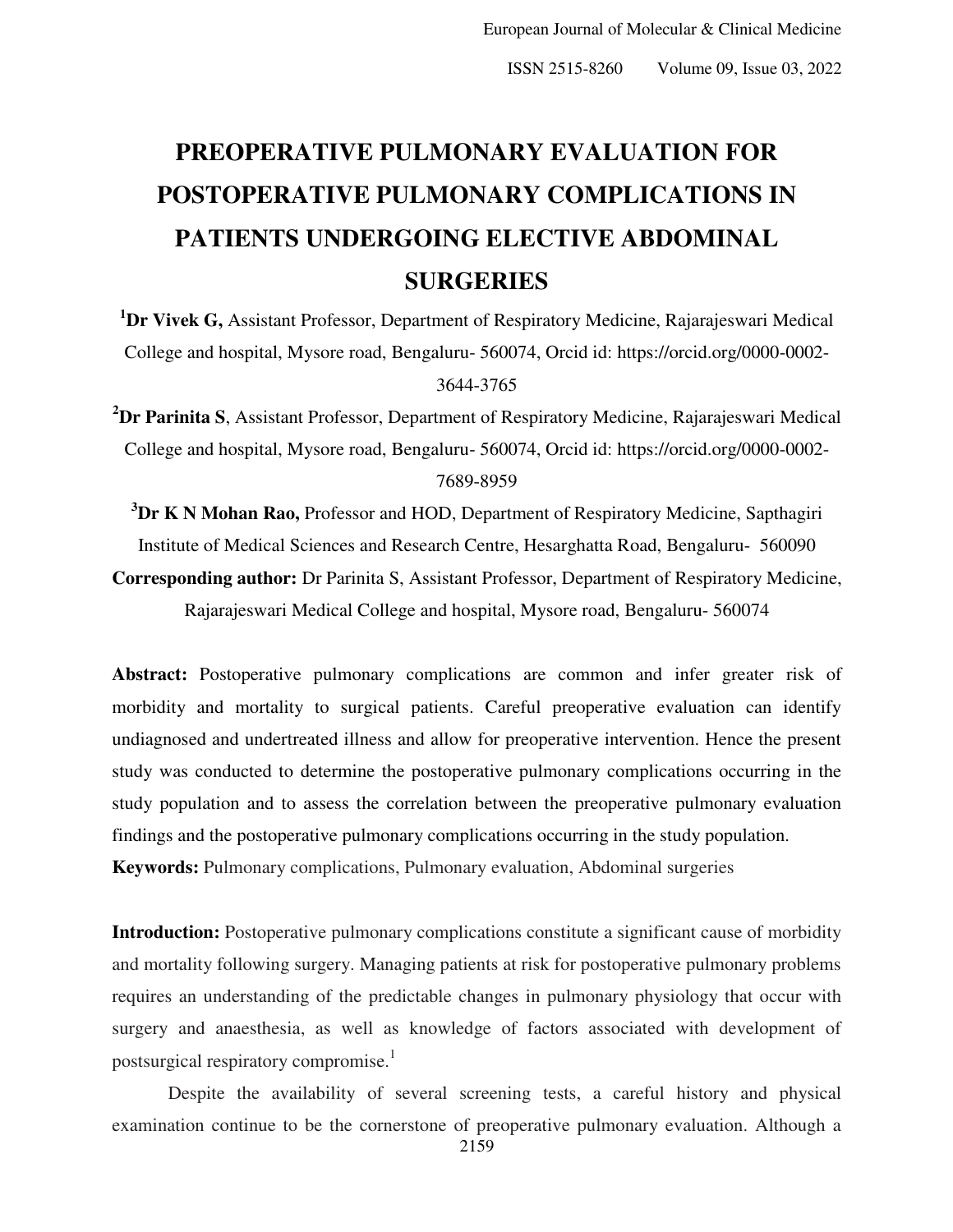# PREOPERATIVE PULMONARY EVALUATION FOR POSTOPERATIVE PULMONARY COMPLICATIONS IN PATIENTS UNDERGOING ELECTIVE ABDOMINAL SURGERIES

[1]**Dr Vivek G,** Assistant Professor, Department of Respiratory Medicine, Rajarajeswari Medical College and hospital, Mysore road, Bengaluru- 560074, Orcid id: https://orcid.org/0000-0002-3644-3765

[2]**Dr Parinita S**, Assistant Professor, Department of Respiratory Medicine, Rajarajeswari Medical College and hospital, Mysore road, Bengaluru- 560074, Orcid id: https://orcid.org/0000-0002-7689-8959

[3]**Dr K N Mohan Rao,** Professor and HOD, Department of Respiratory Medicine, Sapthagiri Institute of Medical Sciences and Research Centre, Hesarghatta Road, Bengaluru- 560090

**Corresponding author:** Dr Parinita S, Assistant Professor, Department of Respiratory Medicine, Rajarajeswari Medical College and hospital, Mysore road, Bengaluru- 560074

**Abstract:** Postoperative pulmonary complications are common and infer greater risk of morbidity and mortality to surgical patients. Careful preoperative evaluation can identify undiagnosed and undertreated illness and allow for preoperative intervention. Hence the present study was conducted to determine the postoperative pulmonary complications occurring in the study population and to assess the correlation between the preoperative pulmonary evaluation findings and the postoperative pulmonary complications occurring in the study population.

**Keywords:** Pulmonary complications, Pulmonary evaluation, Abdominal surgeries

**Introduction:** Postoperative pulmonary complications constitute a significant cause of morbidity and mortality following surgery. Managing patients at risk for postoperative pulmonary problems requires an understanding of the predictable changes in pulmonary physiology that occur with surgery and anaesthesia, as well as knowledge of factors associated with development of postsurgical respiratory compromise.[1]

Despite the availability of several screening tests, a careful history and physical examination continue to be the cornerstone of preoperative pulmonary evaluation. Although a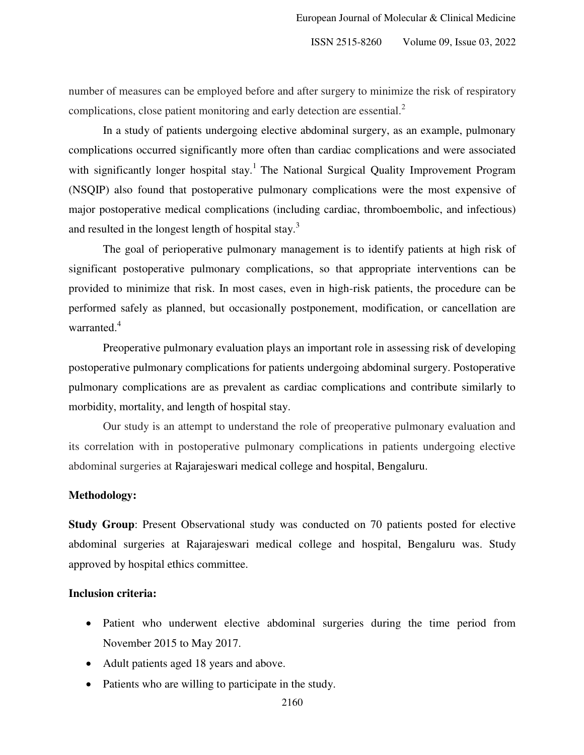number of measures can be employed before and after surgery to minimize the risk of respiratory complications, close patient monitoring and early detection are essential.[2]

In a study of patients undergoing elective abdominal surgery, as an example, pulmonary complications occurred significantly more often than cardiac complications and were associated with significantly longer hospital stay.[1] The National Surgical Quality Improvement Program (NSQIP) also found that postoperative pulmonary complications were the most expensive of major postoperative medical complications (including cardiac, thromboembolic, and infectious) and resulted in the longest length of hospital stay.[3]

The goal of perioperative pulmonary management is to identify patients at high risk of significant postoperative pulmonary complications, so that appropriate interventions can be provided to minimize that risk. In most cases, even in high-risk patients, the procedure can be performed safely as planned, but occasionally postponement, modification, or cancellation are warranted.[4]

Preoperative pulmonary evaluation plays an important role in assessing risk of developing postoperative pulmonary complications for patients undergoing abdominal surgery. Postoperative pulmonary complications are as prevalent as cardiac complications and contribute similarly to morbidity, mortality, and length of hospital stay.

Our study is an attempt to understand the role of preoperative pulmonary evaluation and its correlation with in postoperative pulmonary complications in patients undergoing elective abdominal surgeries at Rajarajeswari medical college and hospital, Bengaluru.

**Methodology:**

**Study Group**: Present Observational study was conducted on 70 patients posted for elective abdominal surgeries at Rajarajeswari medical college and hospital, Bengaluru was. Study approved by hospital ethics committee.

**Inclusion criteria:**

- Patient who underwent elective abdominal surgeries during the time period from November 2015 to May 2017.
- Adult patients aged 18 years and above.
- Patients who are willing to participate in the study.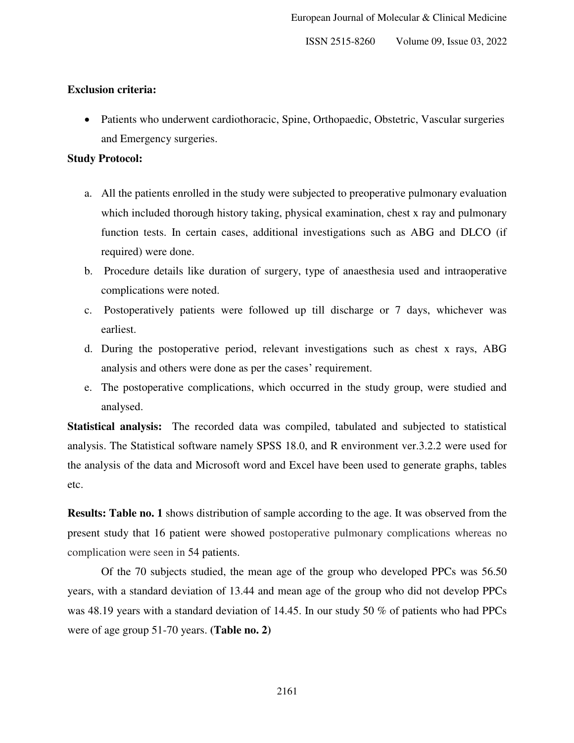**Exclusion criteria:**

- Patients who underwent cardiothoracic, Spine, Orthopaedic, Obstetric, Vascular surgeries and Emergency surgeries.

**Study Protocol:**

a. All the patients enrolled in the study were subjected to preoperative pulmonary evaluation which included thorough history taking, physical examination, chest x ray and pulmonary function tests. In certain cases, additional investigations such as ABG and DLCO (if required) were done.
b. Procedure details like duration of surgery, type of anaesthesia used and intraoperative complications were noted.
c. Postoperatively patients were followed up till discharge or 7 days, whichever was earliest.
d. During the postoperative period, relevant investigations such as chest x rays, ABG analysis and others were done as per the cases' requirement.
e. The postoperative complications, which occurred in the study group, were studied and analysed.

**Statistical analysis:** The recorded data was compiled, tabulated and subjected to statistical analysis. The Statistical software namely SPSS 18.0, and R environment ver.3.2.2 were used for the analysis of the data and Microsoft word and Excel have been used to generate graphs, tables etc.

**Results: Table no. 1** shows distribution of sample according to the age. It was observed from the present study that 16 patient were showed postoperative pulmonary complications whereas no complication were seen in 54 patients.

Of the 70 subjects studied, the mean age of the group who developed PPCs was 56.50 years, with a standard deviation of 13.44 and mean age of the group who did not develop PPCs was 48.19 years with a standard deviation of 14.45. In our study 50 % of patients who had PPCs were of age group 51-70 years. **(Table no. 2)**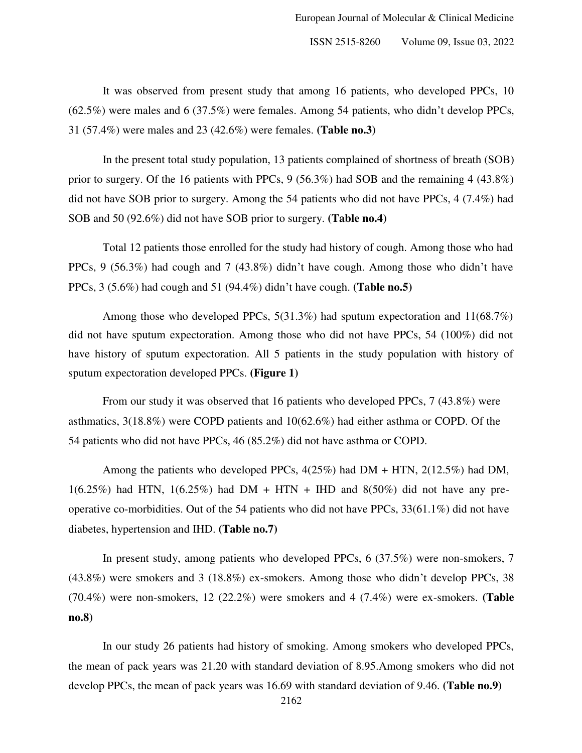It was observed from present study that among 16 patients, who developed PPCs, 10 (62.5%) were males and 6 (37.5%) were females. Among 54 patients, who didn't develop PPCs, 31 (57.4%) were males and 23 (42.6%) were females. **(Table no.3)**

In the present total study population, 13 patients complained of shortness of breath (SOB) prior to surgery. Of the 16 patients with PPCs, 9 (56.3%) had SOB and the remaining 4 (43.8%) did not have SOB prior to surgery. Among the 54 patients who did not have PPCs, 4 (7.4%) had SOB and 50 (92.6%) did not have SOB prior to surgery. **(Table no.4)**

Total 12 patients those enrolled for the study had history of cough. Among those who had PPCs, 9 (56.3%) had cough and 7 (43.8%) didn't have cough. Among those who didn't have PPCs, 3 (5.6%) had cough and 51 (94.4%) didn't have cough. **(Table no.5)**

Among those who developed PPCs, 5(31.3%) had sputum expectoration and 11(68.7%) did not have sputum expectoration. Among those who did not have PPCs, 54 (100%) did not have history of sputum expectoration. All 5 patients in the study population with history of sputum expectoration developed PPCs. **(Figure 1)**

From our study it was observed that 16 patients who developed PPCs, 7 (43.8%) were asthmatics, 3(18.8%) were COPD patients and 10(62.6%) had either asthma or COPD. Of the 54 patients who did not have PPCs, 46 (85.2%) did not have asthma or COPD.

Among the patients who developed PPCs, 4(25%) had DM + HTN, 2(12.5%) had DM, 1(6.25%) had HTN, 1(6.25%) had DM + HTN + IHD and 8(50%) did not have any pre-operative co-morbidities. Out of the 54 patients who did not have PPCs, 33(61.1%) did not have diabetes, hypertension and IHD. **(Table no.7)**

In present study, among patients who developed PPCs, 6 (37.5%) were non-smokers, 7 (43.8%) were smokers and 3 (18.8%) ex-smokers. Among those who didn't develop PPCs, 38 (70.4%) were non-smokers, 12 (22.2%) were smokers and 4 (7.4%) were ex-smokers. **(Table no.8)**

In our study 26 patients had history of smoking. Among smokers who developed PPCs, the mean of pack years was 21.20 with standard deviation of 8.95.Among smokers who did not develop PPCs, the mean of pack years was 16.69 with standard deviation of 9.46. **(Table no.9)**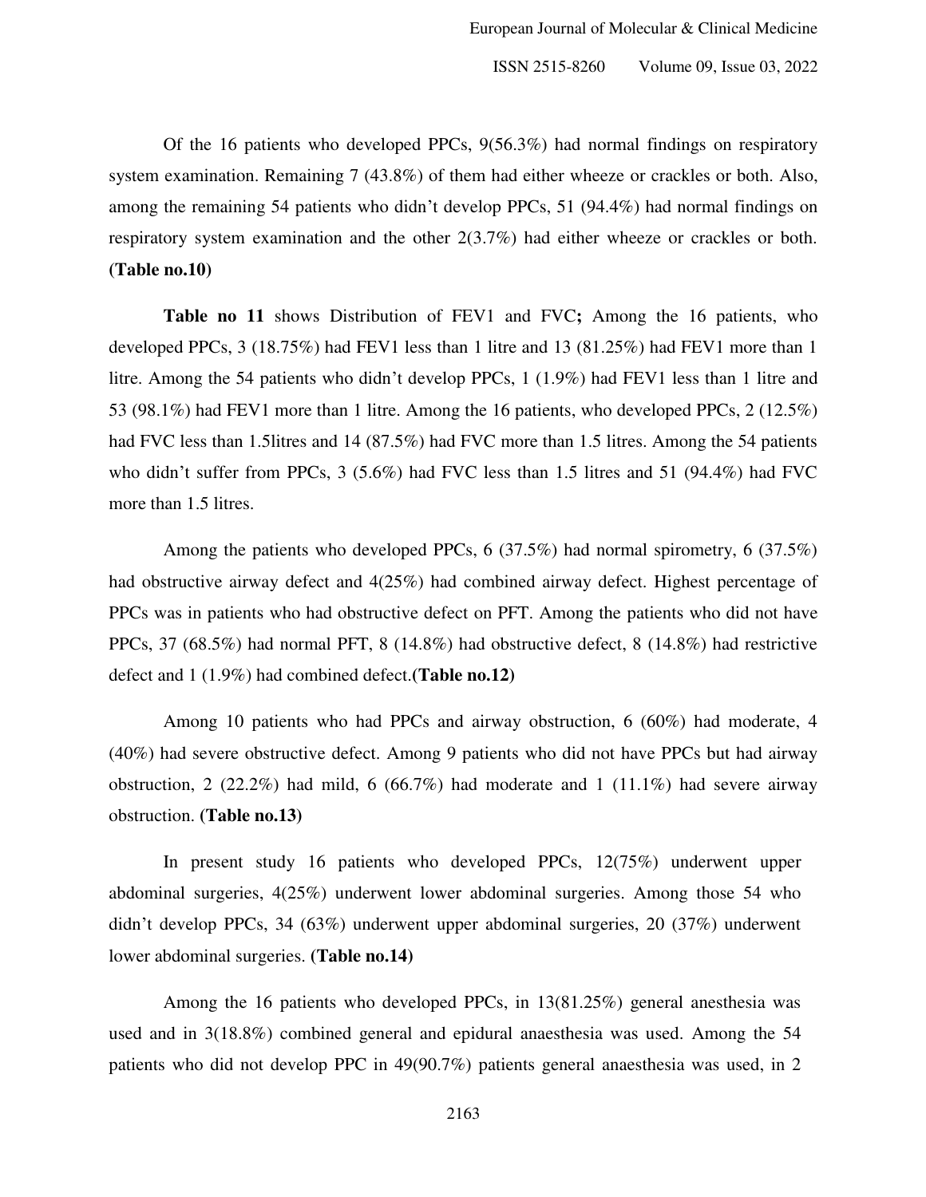Of the 16 patients who developed PPCs, 9(56.3%) had normal findings on respiratory system examination. Remaining 7 (43.8%) of them had either wheeze or crackles or both. Also, among the remaining 54 patients who didn't develop PPCs, 51 (94.4%) had normal findings on respiratory system examination and the other 2(3.7%) had either wheeze or crackles or both. **(Table no.10)**

**Table no 11** shows Distribution of FEV1 and FVC**;** Among the 16 patients, who developed PPCs, 3 (18.75%) had FEV1 less than 1 litre and 13 (81.25%) had FEV1 more than 1 litre. Among the 54 patients who didn't develop PPCs, 1 (1.9%) had FEV1 less than 1 litre and 53 (98.1%) had FEV1 more than 1 litre. Among the 16 patients, who developed PPCs, 2 (12.5%) had FVC less than 1.5litres and 14 (87.5%) had FVC more than 1.5 litres. Among the 54 patients who didn't suffer from PPCs, 3 (5.6%) had FVC less than 1.5 litres and 51 (94.4%) had FVC more than 1.5 litres.

Among the patients who developed PPCs, 6 (37.5%) had normal spirometry, 6 (37.5%) had obstructive airway defect and 4(25%) had combined airway defect. Highest percentage of PPCs was in patients who had obstructive defect on PFT. Among the patients who did not have PPCs, 37 (68.5%) had normal PFT, 8 (14.8%) had obstructive defect, 8 (14.8%) had restrictive defect and 1 (1.9%) had combined defect.**(Table no.12)**

Among 10 patients who had PPCs and airway obstruction, 6 (60%) had moderate, 4 (40%) had severe obstructive defect. Among 9 patients who did not have PPCs but had airway obstruction, 2 (22.2%) had mild, 6 (66.7%) had moderate and 1 (11.1%) had severe airway obstruction. **(Table no.13)**

In present study 16 patients who developed PPCs, 12(75%) underwent upper abdominal surgeries, 4(25%) underwent lower abdominal surgeries. Among those 54 who didn't develop PPCs, 34 (63%) underwent upper abdominal surgeries, 20 (37%) underwent lower abdominal surgeries. **(Table no.14)**

Among the 16 patients who developed PPCs, in 13(81.25%) general anesthesia was used and in 3(18.8%) combined general and epidural anaesthesia was used. Among the 54 patients who did not develop PPC in 49(90.7%) patients general anaesthesia was used, in 2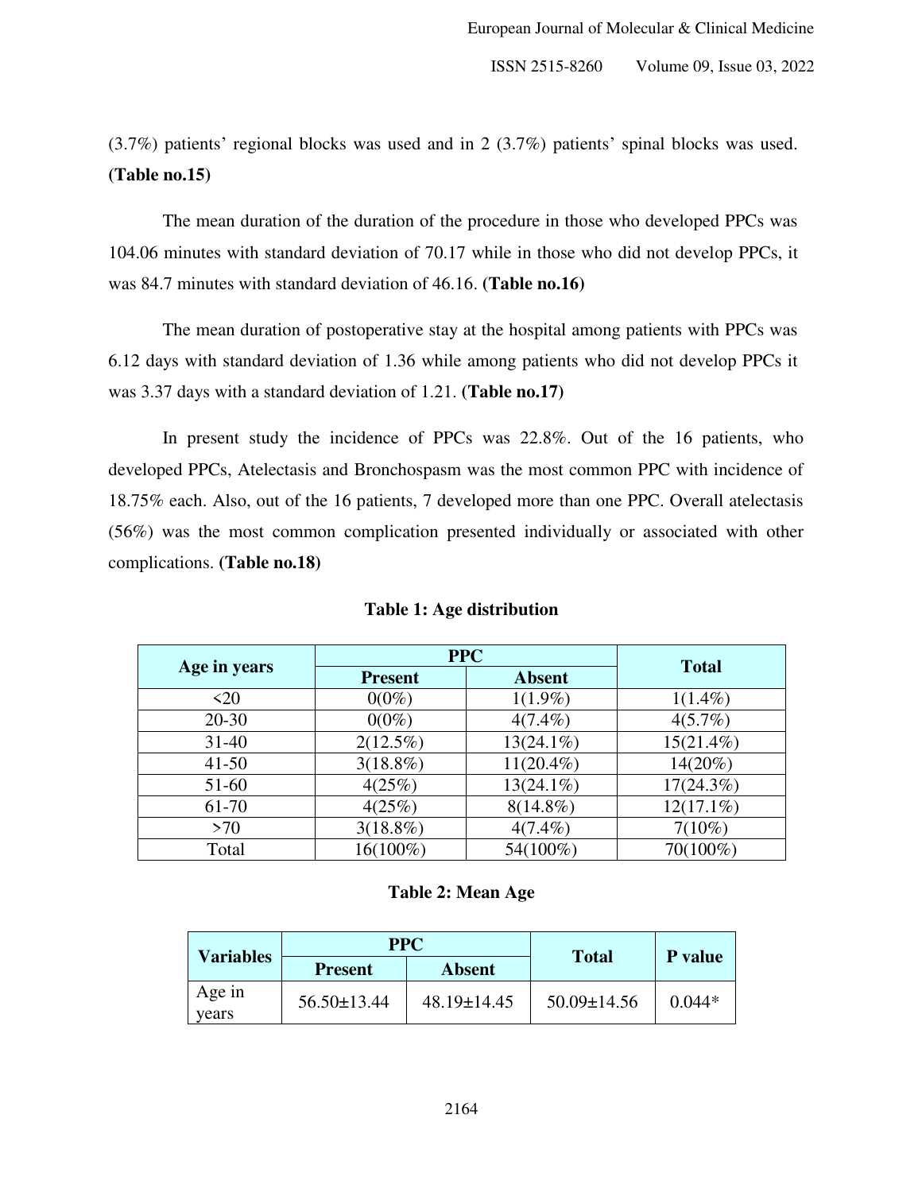(3.7%) patients' regional blocks was used and in 2 (3.7%) patients' spinal blocks was used. **(Table no.15)**

The mean duration of the duration of the procedure in those who developed PPCs was 104.06 minutes with standard deviation of 70.17 while in those who did not develop PPCs, it was 84.7 minutes with standard deviation of 46.16. **(Table no.16)**

The mean duration of postoperative stay at the hospital among patients with PPCs was 6.12 days with standard deviation of 1.36 while among patients who did not develop PPCs it was 3.37 days with a standard deviation of 1.21. **(Table no.17)**

In present study the incidence of PPCs was 22.8%. Out of the 16 patients, who developed PPCs, Atelectasis and Bronchospasm was the most common PPC with incidence of 18.75% each. Also, out of the 16 patients, 7 developed more than one PPC. Overall atelectasis (56%) was the most common complication presented individually or associated with other complications. **(Table no.18)**

**Table 1: Age distribution**

| Age in years | PPC | | Total |
|---|---|---|---|
| | Present | Absent | |
| <20 | 0(0%) | 1(1.9%) | 1(1.4%) |
| 20-30 | 0(0%) | 4(7.4%) | 4(5.7%) |
| 31-40 | 2(12.5%) | 13(24.1%) | 15(21.4%) |
| 41-50 | 3(18.8%) | 11(20.4%) | 14(20%) |
| 51-60 | 4(25%) | 13(24.1%) | 17(24.3%) |
| 61-70 | 4(25%) | 8(14.8%) | 12(17.1%) |
| >70 | 3(18.8%) | 4(7.4%) | 7(10%) |
| Total | 16(100%) | 54(100%) | 70(100%) |

**Table 2: Mean Age**

| Variables | PPC | | Total | P value |
|---|---|---|---|---|
| | Present | Absent | | |
| Age in years | 56.50±13.44 | 48.19±14.45 | 50.09±14.56 | 0.044* |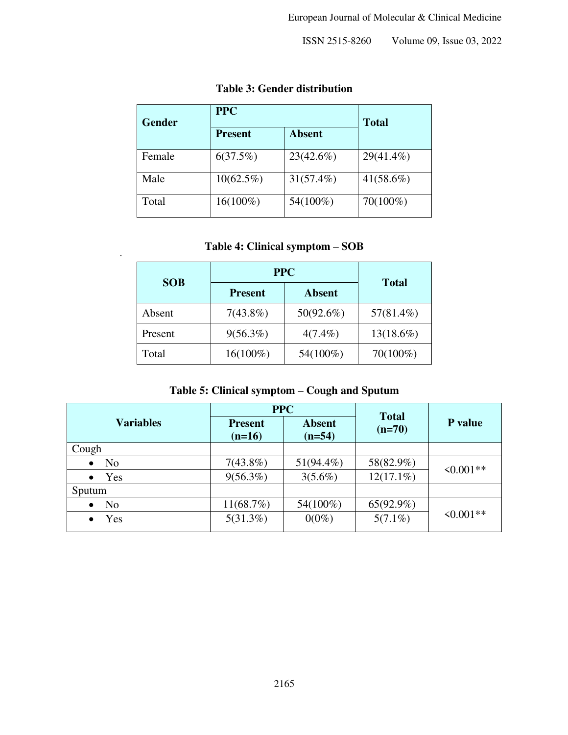**Table 3: Gender distribution**

| Gender | PPC | | Total |
|---|---|---|---|
| | Present | Absent | |
| Female | 6(37.5%) | 23(42.6%) | 29(41.4%) |
| Male | 10(62.5%) | 31(57.4%) | 41(58.6%) |
| Total | 16(100%) | 54(100%) | 70(100%) |

**Table 4: Clinical symptom – SOB**

| SOB | PPC | | Total |
|---|---|---|---|
| | Present | Absent | |
| Absent | 7(43.8%) | 50(92.6%) | 57(81.4%) |
| Present | 9(56.3%) | 4(7.4%) | 13(18.6%) |
| Total | 16(100%) | 54(100%) | 70(100%) |

**Table 5: Clinical symptom – Cough and Sputum**

| Variables | PPC | | Total (n=70) | P value |
|---|---|---|---|---|
| | Present (n=16) | Absent (n=54) | | |
| Cough | | | | |
| • No | 7(43.8%) | 51(94.4%) | 58(82.9%) | <0.001** |
| • Yes | 9(56.3%) | 3(5.6%) | 12(17.1%) | |
| Sputum | | | | |
| • No | 11(68.7%) | 54(100%) | 65(92.9%) | <0.001** |
| • Yes | 5(31.3%) | 0(0%) | 5(7.1%) | |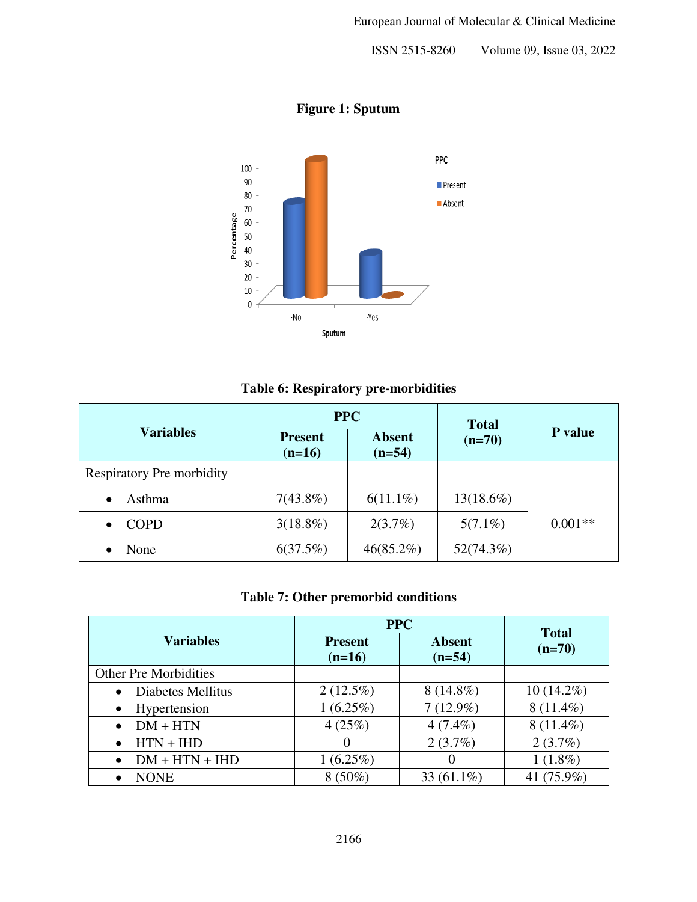**Figure 1: Sputum**

**Table 6: Respiratory pre-morbidities**

| Variables | PPC | | Total (n=70) | P value |
|---|---|---|---|---|
| | Present (n=16) | Absent (n=54) | | |
| Respiratory Pre morbidity | | | | |
| • Asthma | 7(43.8%) | 6(11.1%) | 13(18.6%) | 0.001** |
| • COPD | 3(18.8%) | 2(3.7%) | 5(7.1%) | |
| • None | 6(37.5%) | 46(85.2%) | 52(74.3%) | |

**Table 7: Other premorbid conditions**

| Variables | PPC | | Total (n=70) |
|---|---|---|---|
| | Present (n=16) | Absent (n=54) | |
| Other Pre Morbidities | | | |
| • Diabetes Mellitus | 2 (12.5%) | 8 (14.8%) | 10 (14.2%) |
| • Hypertension | 1 (6.25%) | 7 (12.9%) | 8 (11.4%) |
| • DM + HTN | 4 (25%) | 4 (7.4%) | 8 (11.4%) |
| • HTN + IHD | 0 | 2 (3.7%) | 2 (3.7%) |
| • DM + HTN + IHD | 1 (6.25%) | 0 | 1 (1.8%) |
| • NONE | 8 (50%) | 33 (61.1%) | 41 (75.9%) |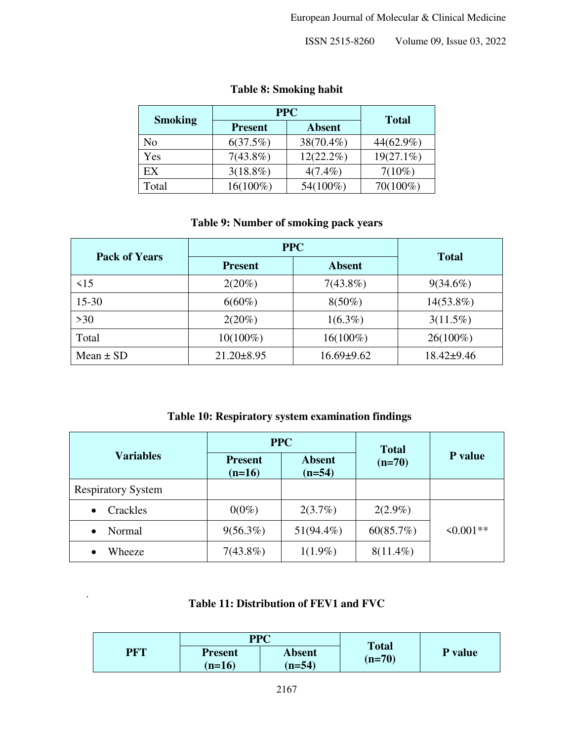**Table 8: Smoking habit**

| Smoking | PPC | | Total |
|---|---|---|---|
| | Present | Absent | |
| No | 6(37.5%) | 38(70.4%) | 44(62.9%) |
| Yes | 7(43.8%) | 12(22.2%) | 19(27.1%) |
| EX | 3(18.8%) | 4(7.4%) | 7(10%) |
| Total | 16(100%) | 54(100%) | 70(100%) |

**Table 9: Number of smoking pack years**

| Pack of Years | PPC | | Total |
|---|---|---|---|
| | Present | Absent | |
| <15 | 2(20%) | 7(43.8%) | 9(34.6%) |
| 15-30 | 6(60%) | 8(50%) | 14(53.8%) |
| >30 | 2(20%) | 1(6.3%) | 3(11.5%) |
| Total | 10(100%) | 16(100%) | 26(100%) |
| Mean ± SD | 21.20±8.95 | 16.69±9.62 | 18.42±9.46 |

**Table 10: Respiratory system examination findings**

| Variables | PPC | | Total (n=70) | P value |
|---|---|---|---|---|
| | Present (n=16) | Absent (n=54) | | |
| Respiratory System | | | | |
| • Crackles | 0(0%) | 2(3.7%) | 2(2.9%) | <0.001** |
| • Normal | 9(56.3%) | 51(94.4%) | 60(85.7%) | |
| • Wheeze | 7(43.8%) | 1(1.9%) | 8(11.4%) | |

**Table 11: Distribution of FEV1 and FVC**

| PFT | PPC | | Total (n=70) | P value |
|---|---|---|---|---|
| | Present (n=16) | Absent (n=54) | | |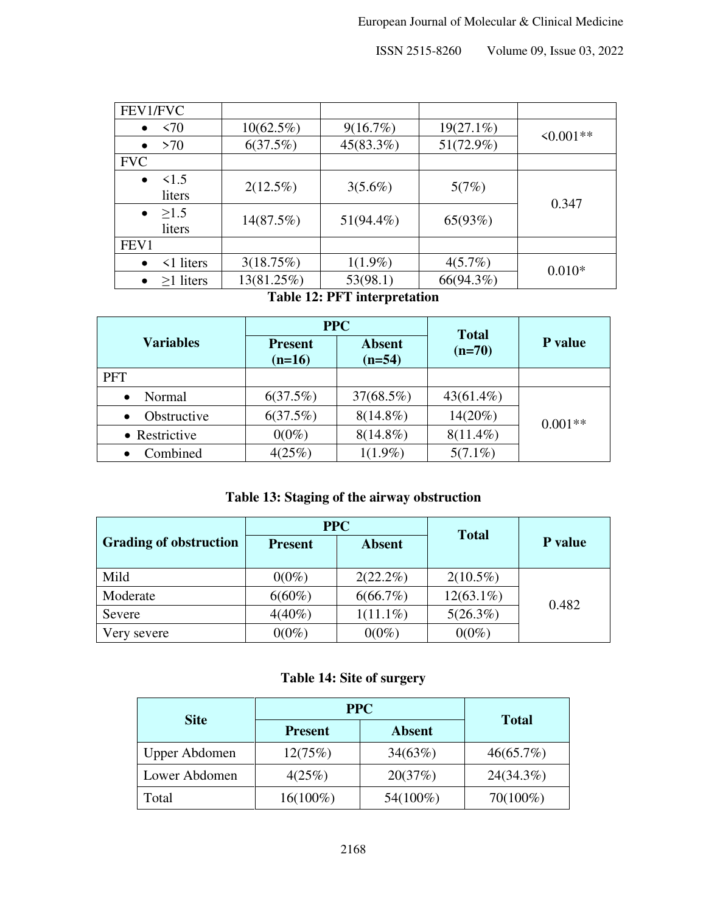| | | | | |
|---|---|---|---|---|
| FEV1/FVC | | | | |
| • <70 | 10(62.5%) | 9(16.7%) | 19(27.1%) | <0.001** |
| • >70 | 6(37.5%) | 45(83.3%) | 51(72.9%) | |
| FVC | | | | |
| • <1.5 liters | 2(12.5%) | 3(5.6%) | 5(7%) | 0.347 |
| • ≥1.5 liters | 14(87.5%) | 51(94.4%) | 65(93%) | |
| FEV1 | | | | |
| • <1 liters | 3(18.75%) | 1(1.9%) | 4(5.7%) | 0.010* |
| • ≥1 liters | 13(81.25%) | 53(98.1) | 66(94.3%) | |

**Table 12: PFT interpretation**

| Variables | PPC | | Total (n=70) | P value |
|---|---|---|---|---|
| | Present (n=16) | Absent (n=54) | | |
| PFT | | | | |
| • Normal | 6(37.5%) | 37(68.5%) | 43(61.4%) | 0.001** |
| • Obstructive | 6(37.5%) | 8(14.8%) | 14(20%) | |
| • Restrictive | 0(0%) | 8(14.8%) | 8(11.4%) | |
| • Combined | 4(25%) | 1(1.9%) | 5(7.1%) | |

**Table 13: Staging of the airway obstruction**

| Grading of obstruction | PPC | | Total | P value |
|---|---|---|---|---|
| | Present | Absent | | |
| Mild | 0(0%) | 2(22.2%) | 2(10.5%) | 0.482 |
| Moderate | 6(60%) | 6(66.7%) | 12(63.1%) | |
| Severe | 4(40%) | 1(11.1%) | 5(26.3%) | |
| Very severe | 0(0%) | 0(0%) | 0(0%) | |

**Table 14: Site of surgery**

| Site | PPC | | Total |
|---|---|---|---|
| | Present | Absent | |
| Upper Abdomen | 12(75%) | 34(63%) | 46(65.7%) |
| Lower Abdomen | 4(25%) | 20(37%) | 24(34.3%) |
| Total | 16(100%) | 54(100%) | 70(100%) |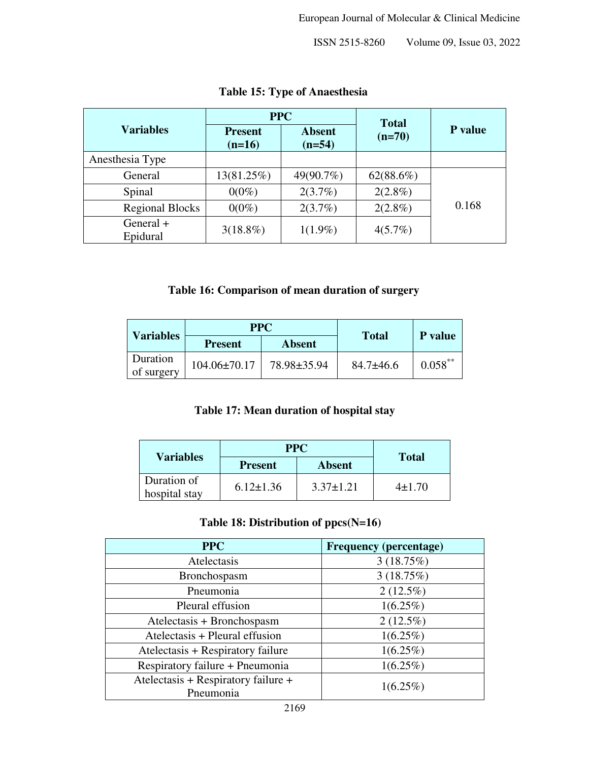**Table 15: Type of Anaesthesia**

| Variables | PPC | | Total (n=70) | P value |
|---|---|---|---|---|
| | Present (n=16) | Absent (n=54) | | |
| Anesthesia Type | | | | |
| General | 13(81.25%) | 49(90.7%) | 62(88.6%) | 0.168 |
| Spinal | 0(0%) | 2(3.7%) | 2(2.8%) | |
| Regional Blocks | 0(0%) | 2(3.7%) | 2(2.8%) | |
| General + Epidural | 3(18.8%) | 1(1.9%) | 4(5.7%) | |

**Table 16: Comparison of mean duration of surgery**

| Variables | PPC | | Total | P value |
|---|---|---|---|---|
| | Present | Absent | | |
| Duration of surgery | 104.06±70.17 | 78.98±35.94 | 84.7±46.6 | 0.058** |

**Table 17: Mean duration of hospital stay**

| Variables | PPC | | Total |
|---|---|---|---|
| | Present | Absent | |
| Duration of hospital stay | 6.12±1.36 | 3.37±1.21 | 4±1.70 |

**Table 18: Distribution of ppcs(N=16)**

| PPC | Frequency (percentage) |
|---|---|
| Atelectasis | 3 (18.75%) |
| Bronchospasm | 3 (18.75%) |
| Pneumonia | 2 (12.5%) |
| Pleural effusion | 1(6.25%) |
| Atelectasis + Bronchospasm | 2 (12.5%) |
| Atelectasis + Pleural effusion | 1(6.25%) |
| Atelectasis + Respiratory failure | 1(6.25%) |
| Respiratory failure + Pneumonia | 1(6.25%) |
| Atelectasis + Respiratory failure + Pneumonia | 1(6.25%) |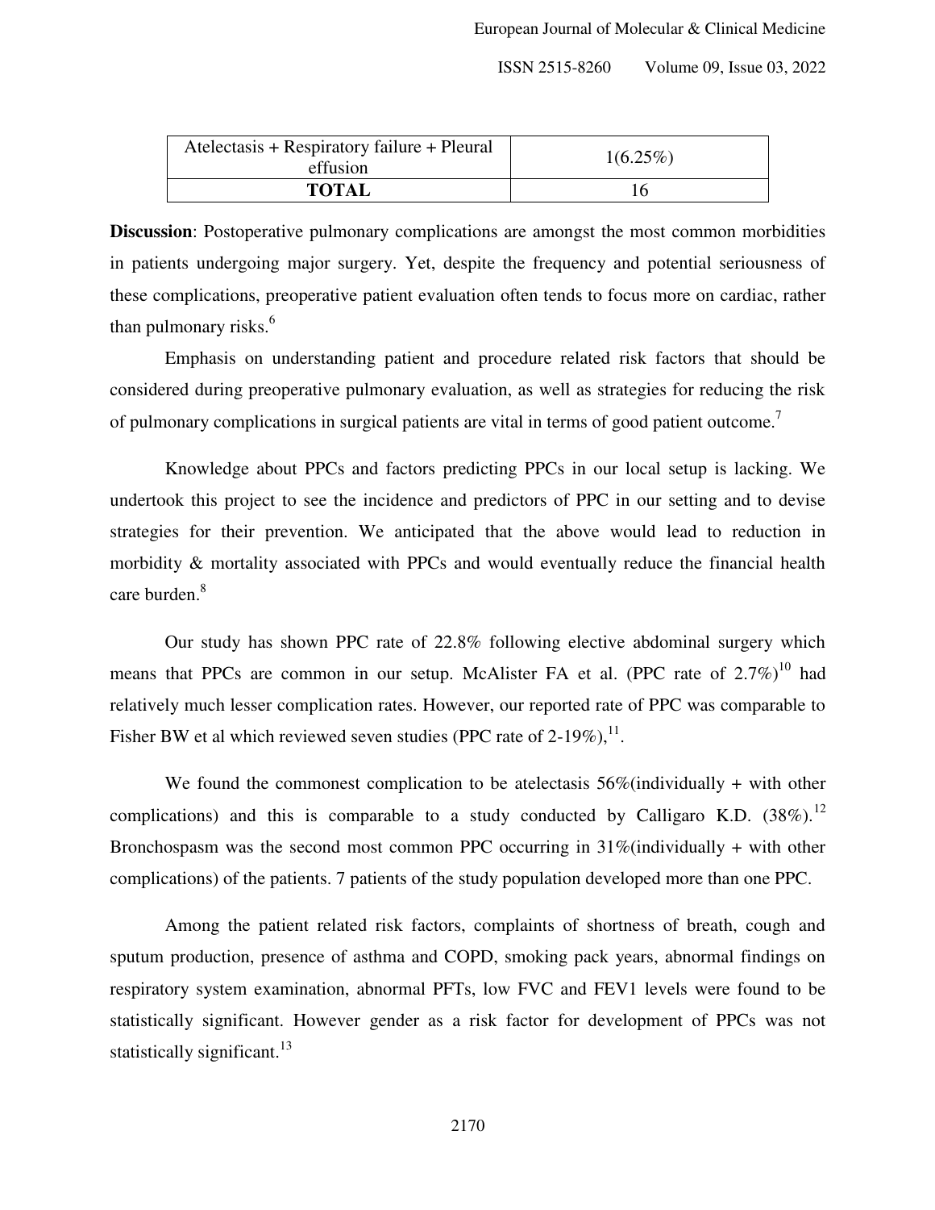| Atelectasis + Respiratory failure + Pleural effusion | 1(6.25%) |
| --- | --- |
| **TOTAL** | 16 |

**Discussion**: Postoperative pulmonary complications are amongst the most common morbidities in patients undergoing major surgery. Yet, despite the frequency and potential seriousness of these complications, preoperative patient evaluation often tends to focus more on cardiac, rather than pulmonary risks.[6]

Emphasis on understanding patient and procedure related risk factors that should be considered during preoperative pulmonary evaluation, as well as strategies for reducing the risk of pulmonary complications in surgical patients are vital in terms of good patient outcome.[7]

Knowledge about PPCs and factors predicting PPCs in our local setup is lacking. We undertook this project to see the incidence and predictors of PPC in our setting and to devise strategies for their prevention. We anticipated that the above would lead to reduction in morbidity & mortality associated with PPCs and would eventually reduce the financial health care burden.[8]

Our study has shown PPC rate of 22.8% following elective abdominal surgery which means that PPCs are common in our setup. McAlister FA et al. (PPC rate of 2.7%)[10] had relatively much lesser complication rates. However, our reported rate of PPC was comparable to Fisher BW et al which reviewed seven studies (PPC rate of 2-19%),[11].

We found the commonest complication to be atelectasis 56%(individually + with other complications) and this is comparable to a study conducted by Calligaro K.D. (38%).[12] Bronchospasm was the second most common PPC occurring in 31%(individually + with other complications) of the patients. 7 patients of the study population developed more than one PPC.

Among the patient related risk factors, complaints of shortness of breath, cough and sputum production, presence of asthma and COPD, smoking pack years, abnormal findings on respiratory system examination, abnormal PFTs, low FVC and FEV1 levels were found to be statistically significant. However gender as a risk factor for development of PPCs was not statistically significant.[13]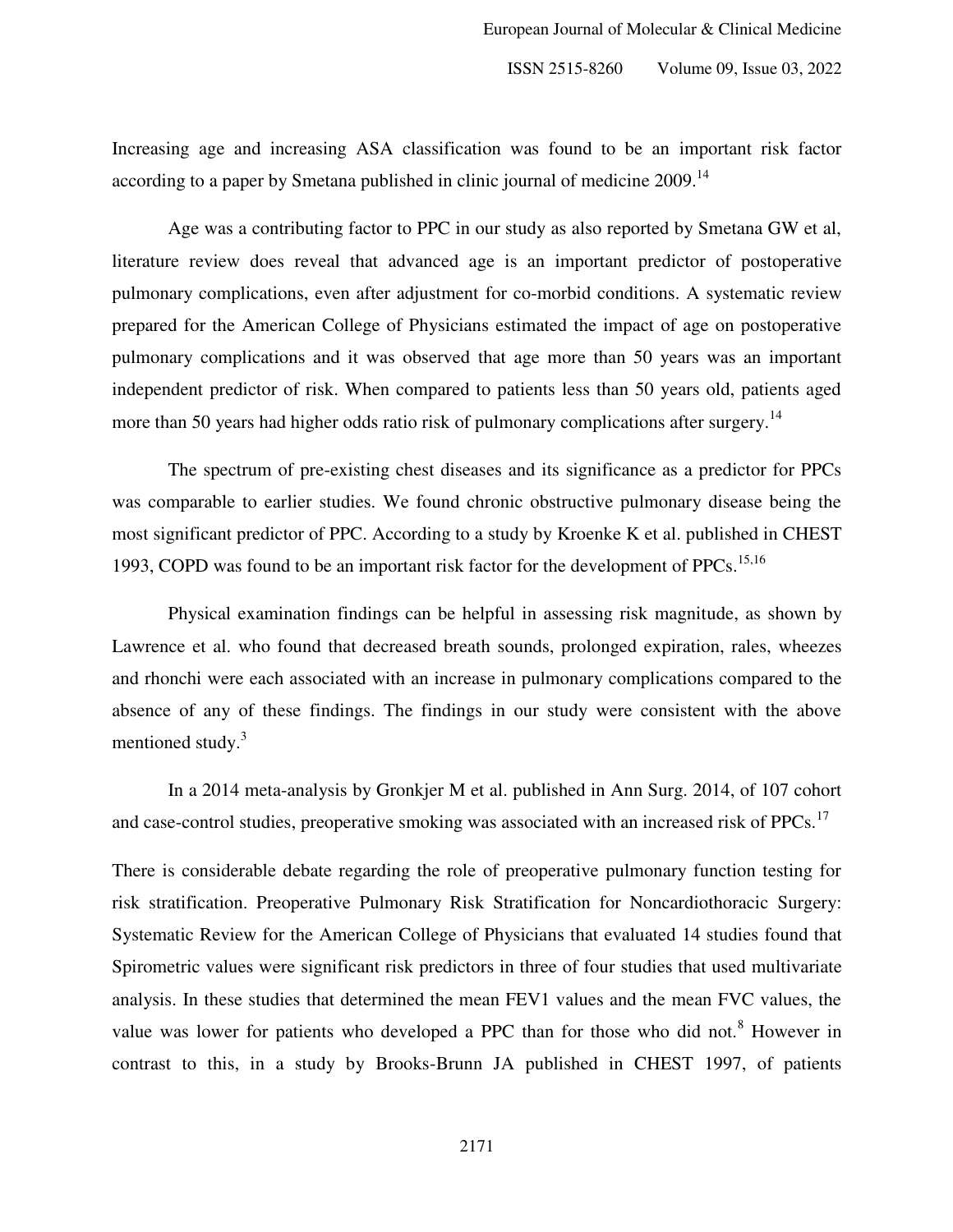Increasing age and increasing ASA classification was found to be an important risk factor according to a paper by Smetana published in clinic journal of medicine 2009.[14]

Age was a contributing factor to PPC in our study as also reported by Smetana GW et al, literature review does reveal that advanced age is an important predictor of postoperative pulmonary complications, even after adjustment for co-morbid conditions. A systematic review prepared for the American College of Physicians estimated the impact of age on postoperative pulmonary complications and it was observed that age more than 50 years was an important independent predictor of risk. When compared to patients less than 50 years old, patients aged more than 50 years had higher odds ratio risk of pulmonary complications after surgery.[14]

The spectrum of pre-existing chest diseases and its significance as a predictor for PPCs was comparable to earlier studies. We found chronic obstructive pulmonary disease being the most significant predictor of PPC. According to a study by Kroenke K et al. published in CHEST 1993, COPD was found to be an important risk factor for the development of PPCs.[15,16]

Physical examination findings can be helpful in assessing risk magnitude, as shown by Lawrence et al. who found that decreased breath sounds, prolonged expiration, rales, wheezes and rhonchi were each associated with an increase in pulmonary complications compared to the absence of any of these findings. The findings in our study were consistent with the above mentioned study.[3]

In a 2014 meta-analysis by Gronkjer M et al. published in Ann Surg. 2014, of 107 cohort and case-control studies, preoperative smoking was associated with an increased risk of PPCs.[17]

There is considerable debate regarding the role of preoperative pulmonary function testing for risk stratification. Preoperative Pulmonary Risk Stratification for Noncardiothoracic Surgery: Systematic Review for the American College of Physicians that evaluated 14 studies found that Spirometric values were significant risk predictors in three of four studies that used multivariate analysis. In these studies that determined the mean FEV1 values and the mean FVC values, the value was lower for patients who developed a PPC than for those who did not.[8] However in contrast to this, in a study by Brooks-Brunn JA published in CHEST 1997, of patients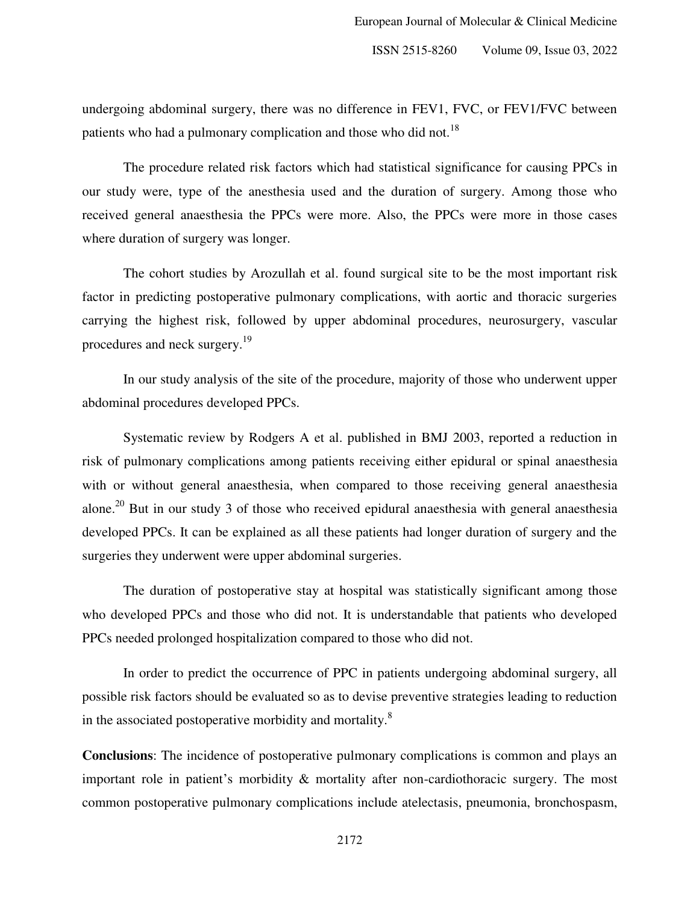undergoing abdominal surgery, there was no difference in FEV1, FVC, or FEV1/FVC between patients who had a pulmonary complication and those who did not.[18]

The procedure related risk factors which had statistical significance for causing PPCs in our study were, type of the anesthesia used and the duration of surgery. Among those who received general anaesthesia the PPCs were more. Also, the PPCs were more in those cases where duration of surgery was longer.

The cohort studies by Arozullah et al. found surgical site to be the most important risk factor in predicting postoperative pulmonary complications, with aortic and thoracic surgeries carrying the highest risk, followed by upper abdominal procedures, neurosurgery, vascular procedures and neck surgery.[19]

In our study analysis of the site of the procedure, majority of those who underwent upper abdominal procedures developed PPCs.

Systematic review by Rodgers A et al. published in BMJ 2003, reported a reduction in risk of pulmonary complications among patients receiving either epidural or spinal anaesthesia with or without general anaesthesia, when compared to those receiving general anaesthesia alone.[20] But in our study 3 of those who received epidural anaesthesia with general anaesthesia developed PPCs. It can be explained as all these patients had longer duration of surgery and the surgeries they underwent were upper abdominal surgeries.

The duration of postoperative stay at hospital was statistically significant among those who developed PPCs and those who did not. It is understandable that patients who developed PPCs needed prolonged hospitalization compared to those who did not.

In order to predict the occurrence of PPC in patients undergoing abdominal surgery, all possible risk factors should be evaluated so as to devise preventive strategies leading to reduction in the associated postoperative morbidity and mortality.[8]

**Conclusions**: The incidence of postoperative pulmonary complications is common and plays an important role in patient's morbidity & mortality after non-cardiothoracic surgery. The most common postoperative pulmonary complications include atelectasis, pneumonia, bronchospasm,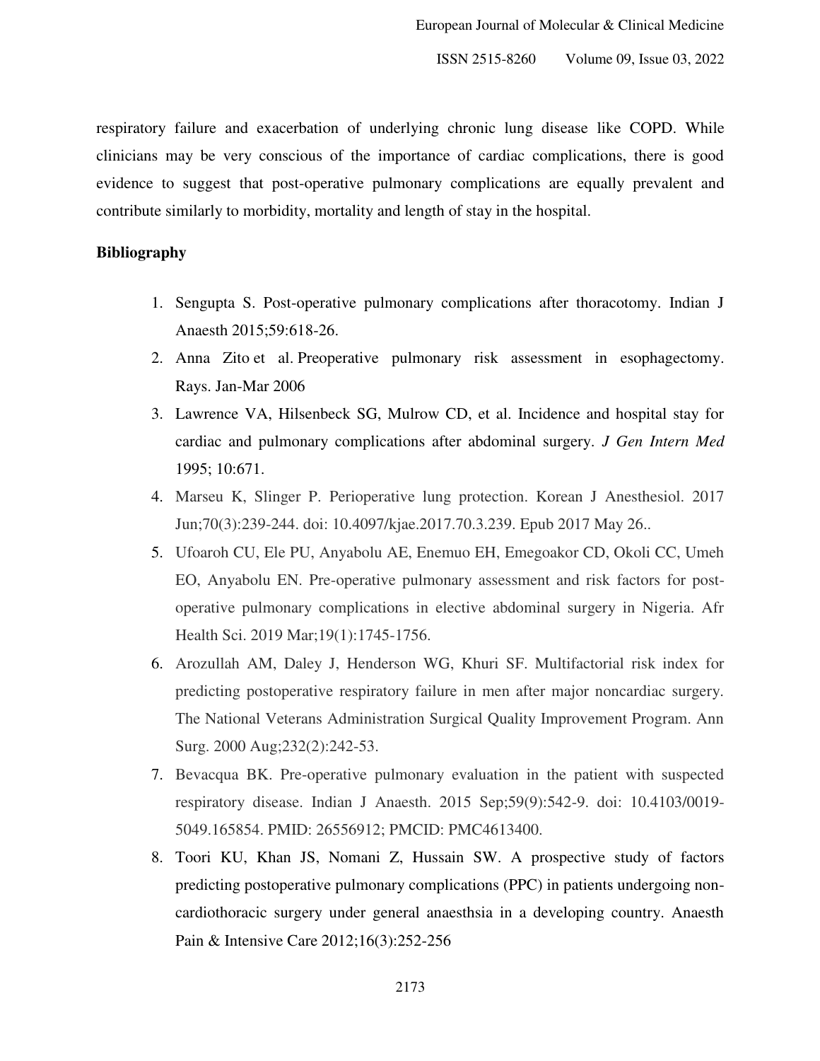respiratory failure and exacerbation of underlying chronic lung disease like COPD. While clinicians may be very conscious of the importance of cardiac complications, there is good evidence to suggest that post-operative pulmonary complications are equally prevalent and contribute similarly to morbidity, mortality and length of stay in the hospital.

**Bibliography**

1. Sengupta S. Post-operative pulmonary complications after thoracotomy. Indian J Anaesth 2015;59:618-26.
2. Anna Zito et al. Preoperative pulmonary risk assessment in esophagectomy. Rays. Jan-Mar 2006
3. Lawrence VA, Hilsenbeck SG, Mulrow CD, et al. Incidence and hospital stay for cardiac and pulmonary complications after abdominal surgery. *J Gen Intern Med* 1995; 10:671.
4. Marseu K, Slinger P. Perioperative lung protection. Korean J Anesthesiol. 2017 Jun;70(3):239-244. doi: 10.4097/kjae.2017.70.3.239. Epub 2017 May 26..
5. Ufoaroh CU, Ele PU, Anyabolu AE, Enemuo EH, Emegoakor CD, Okoli CC, Umeh EO, Anyabolu EN. Pre-operative pulmonary assessment and risk factors for post-operative pulmonary complications in elective abdominal surgery in Nigeria. Afr Health Sci. 2019 Mar;19(1):1745-1756.
6. Arozullah AM, Daley J, Henderson WG, Khuri SF. Multifactorial risk index for predicting postoperative respiratory failure in men after major noncardiac surgery. The National Veterans Administration Surgical Quality Improvement Program. Ann Surg. 2000 Aug;232(2):242-53.
7. Bevacqua BK. Pre-operative pulmonary evaluation in the patient with suspected respiratory disease. Indian J Anaesth. 2015 Sep;59(9):542-9. doi: 10.4103/0019-5049.165854. PMID: 26556912; PMCID: PMC4613400.
8. Toori KU, Khan JS, Nomani Z, Hussain SW. A prospective study of factors predicting postoperative pulmonary complications (PPC) in patients undergoing non-cardiothoracic surgery under general anaesthsia in a developing country. Anaesth Pain & Intensive Care 2012;16(3):252-256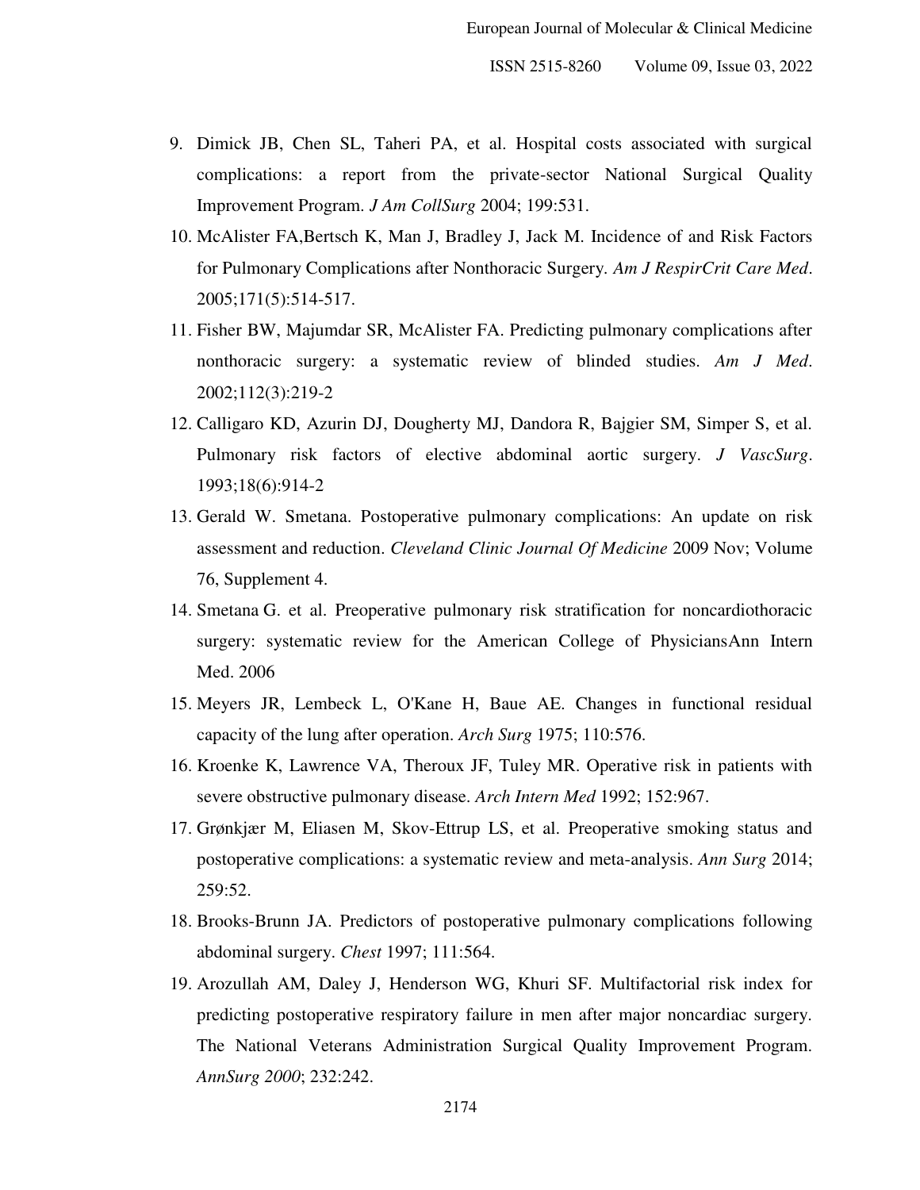9. Dimick JB, Chen SL, Taheri PA, et al. Hospital costs associated with surgical complications: a report from the private-sector National Surgical Quality Improvement Program. *J Am CollSurg* 2004; 199:531.
10. McAlister FA,Bertsch K, Man J, Bradley J, Jack M. Incidence of and Risk Factors for Pulmonary Complications after Nonthoracic Surgery. *Am J RespirCrit Care Med*. 2005;171(5):514-517.
11. Fisher BW, Majumdar SR, McAlister FA. Predicting pulmonary complications after nonthoracic surgery: a systematic review of blinded studies. *Am J Med*. 2002;112(3):219-2
12. Calligaro KD, Azurin DJ, Dougherty MJ, Dandora R, Bajgier SM, Simper S, et al. Pulmonary risk factors of elective abdominal aortic surgery. *J VascSurg*. 1993;18(6):914-2
13. Gerald W. Smetana. Postoperative pulmonary complications: An update on risk assessment and reduction. *Cleveland Clinic Journal Of Medicine* 2009 Nov; Volume 76, Supplement 4.
14. Smetana G. et al. Preoperative pulmonary risk stratification for noncardiothoracic surgery: systematic review for the American College of PhysiciansAnn Intern Med. 2006
15. Meyers JR, Lembeck L, O'Kane H, Baue AE. Changes in functional residual capacity of the lung after operation. *Arch Surg* 1975; 110:576.
16. Kroenke K, Lawrence VA, Theroux JF, Tuley MR. Operative risk in patients with severe obstructive pulmonary disease. *Arch Intern Med* 1992; 152:967.
17. Grønkjær M, Eliasen M, Skov-Ettrup LS, et al. Preoperative smoking status and postoperative complications: a systematic review and meta-analysis. *Ann Surg* 2014; 259:52.
18. Brooks-Brunn JA. Predictors of postoperative pulmonary complications following abdominal surgery. *Chest* 1997; 111:564.
19. Arozullah AM, Daley J, Henderson WG, Khuri SF. Multifactorial risk index for predicting postoperative respiratory failure in men after major noncardiac surgery. The National Veterans Administration Surgical Quality Improvement Program. *AnnSurg 2000*; 232:242.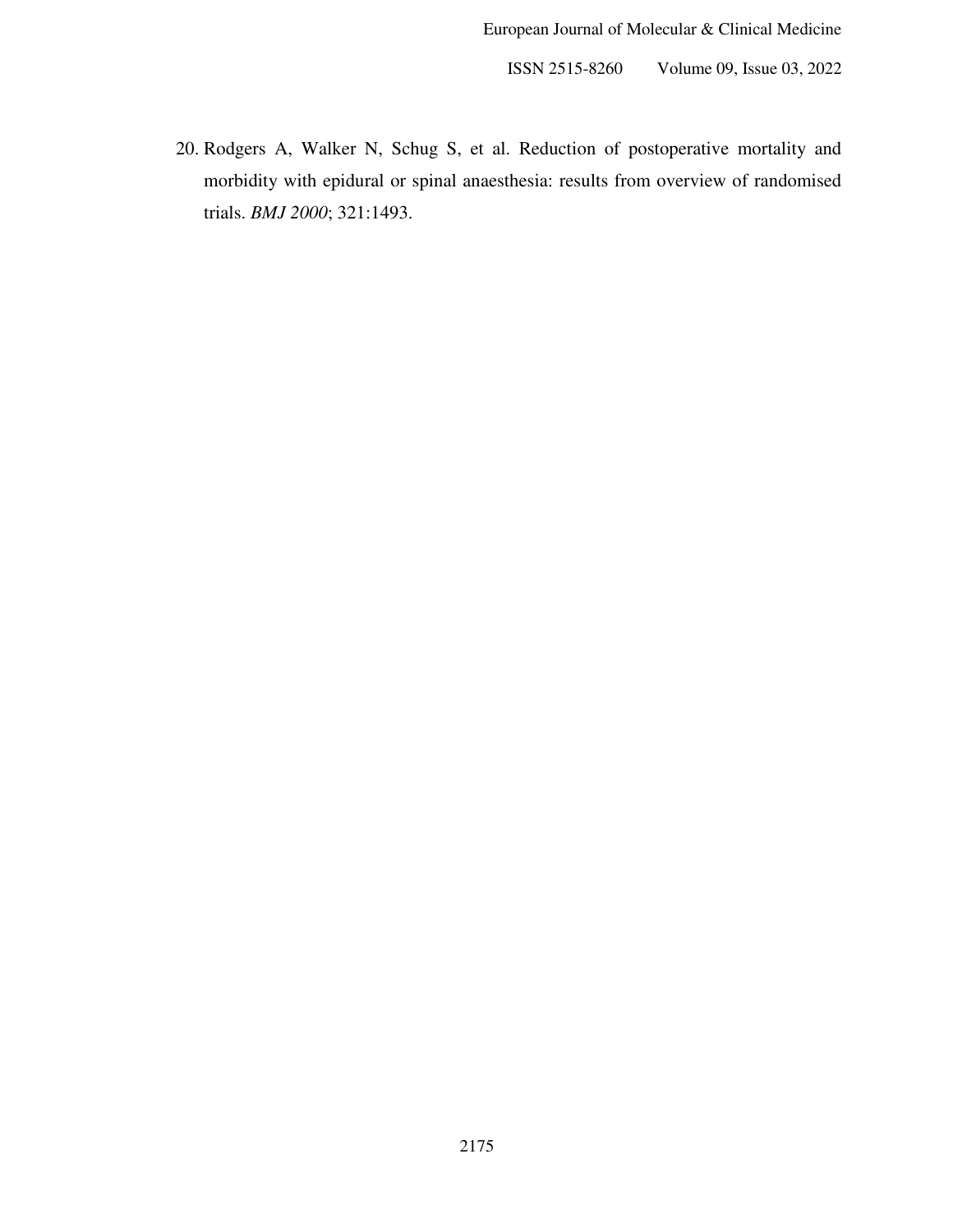20. Rodgers A, Walker N, Schug S, et al. Reduction of postoperative mortality and morbidity with epidural or spinal anaesthesia: results from overview of randomised trials. *BMJ 2000*; 321:1493.